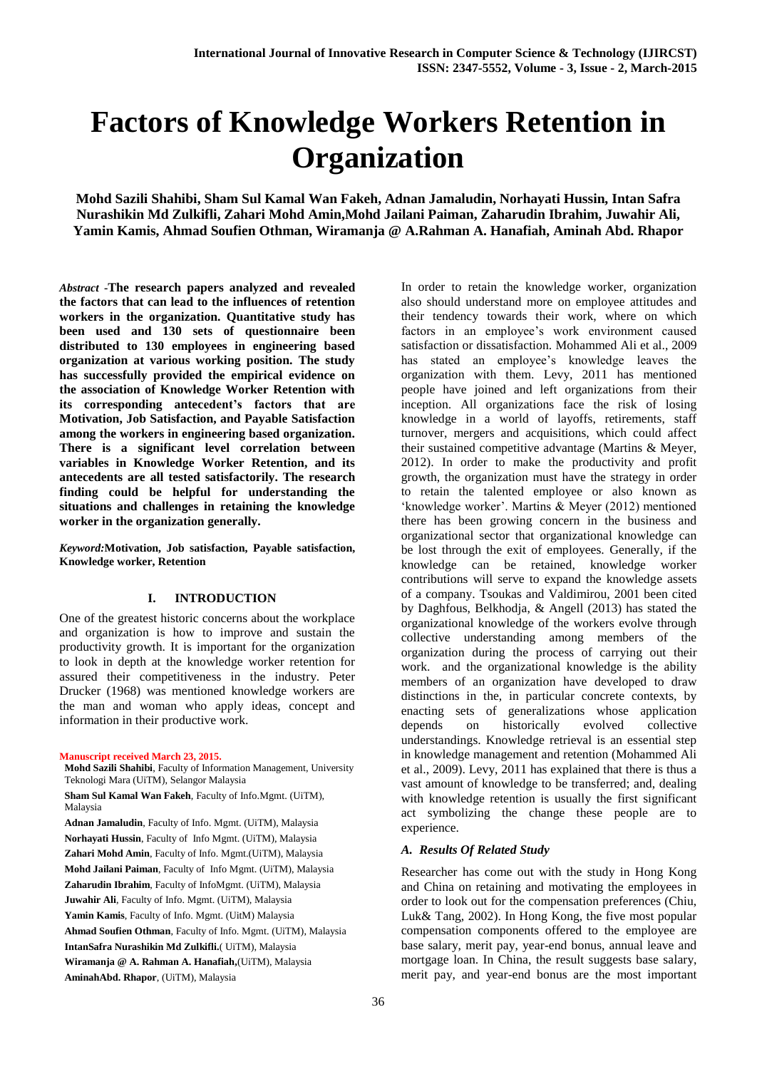# Factors of Knowledge Workers Retention in Organization

**Mohd Sazili Shahibi, Sham Sul Kamal Wan Fakeh, Adnan Jamaludin, Norhayati Hussin, Intan Safra Nurashikin Md Zulkifli, Zahari Mohd Amin,Mohd Jailani Paiman, Zaharudin Ibrahim, Juwahir Ali, Yamin Kamis, Ahmad Soufien Othman, Wiramanja @ A.Rahman A. Hanafiah, Aminah Abd. Rhapor**

*Abstract* -**The research papers analyzed and revealed the factors that can lead to the influences of retention workers in the organization. Quantitative study has been used and 130 sets of questionnaire been distributed to 130 employees in engineering based organization at various working position. The study has successfully provided the empirical evidence on the association of Knowledge Worker Retention with its corresponding antecedent's factors that are Motivation, Job Satisfaction, and Payable Satisfaction among the workers in engineering based organization. There is a significant level correlation between variables in Knowledge Worker Retention, and its antecedents are all tested satisfactorily. The research finding could be helpful for understanding the situations and challenges in retaining the knowledge worker in the organization generally.**

*Keyword:***Motivation, Job satisfaction, Payable satisfaction, Knowledge worker, Retention**

## I. INTRODUCTION

One of the greatest historic concerns about the workplace and organization is how to improve and sustain the productivity growth. It is important for the organization to look in depth at the knowledge worker retention for assured their competitiveness in the industry. Peter Drucker (1968) was mentioned knowledge workers are the man and woman who apply ideas, concept and information in their productive work.

**Manuscript received March 23, 2015.**

**Mohd Sazili Shahibi**, Faculty of Information Management, University Teknologi Mara (UiTM), Selangor Malaysia

**Sham Sul Kamal Wan Fakeh**, Faculty of Info.Mgmt. (UiTM), Malaysia

**Adnan Jamaludin**, Faculty of Info. Mgmt. (UiTM), Malaysia

**Norhayati Hussin**, Faculty of Info Mgmt. (UiTM), Malaysia

**Zahari Mohd Amin**, Faculty of Info. Mgmt.(UiTM), Malaysia

**Mohd Jailani Paiman**, Faculty of Info Mgmt. (UiTM), Malaysia

**Zaharudin Ibrahim**, Faculty of InfoMgmt. (UiTM), Malaysia

**Juwahir Ali**, Faculty of Info. Mgmt. (UiTM), Malaysia

**Yamin Kamis**, Faculty of Info. Mgmt. (UitM) Malaysia

**Ahmad Soufien Othman**, Faculty of Info. Mgmt. (UiTM), Malaysia

**IntanSafra Nurashikin Md Zulkifli.**( UiTM), Malaysia

**Wiramanja @ A. Rahman A. Hanafiah,**(UiTM), Malaysia

**AminahAbd. Rhapor**, (UiTM), Malaysia

In order to retain the knowledge worker, organization also should understand more on employee attitudes and their tendency towards their work, where on which factors in an employee's work environment caused satisfaction or dissatisfaction. Mohammed Ali et al., 2009 has stated an employee's knowledge leaves the organization with them. Levy, 2011 has mentioned people have joined and left organizations from their inception. All organizations face the risk of losing knowledge in a world of layoffs, retirements, staff turnover, mergers and acquisitions, which could affect their sustained competitive advantage (Martins & Meyer, 2012). In order to make the productivity and profit growth, the organization must have the strategy in order to retain the talented employee or also known as 'knowledge worker'. Martins & Meyer (2012) mentioned there has been growing concern in the business and organizational sector that organizational knowledge can be lost through the exit of employees. Generally, if the knowledge can be retained, knowledge worker contributions will serve to expand the knowledge assets of a company. Tsoukas and Valdimirou, 2001 been cited by Daghfous, Belkhodja, & Angell (2013) has stated the organizational knowledge of the workers evolve through collective understanding among members of the organization during the process of carrying out their work. and the organizational knowledge is the ability members of an organization have developed to draw distinctions in the, in particular concrete contexts, by enacting sets of generalizations whose application depends on historically evolved collective understandings. Knowledge retrieval is an essential step in knowledge management and retention (Mohammed Ali et al., 2009). Levy, 2011 has explained that there is thus a vast amount of knowledge to be transferred; and, dealing with knowledge retention is usually the first significant act symbolizing the change these people are to experience.

### *A. Results Of Related Study*

Researcher has come out with the study in Hong Kong and China on retaining and motivating the employees in order to look out for the compensation preferences (Chiu, Luk& Tang, 2002). In Hong Kong, the five most popular compensation components offered to the employee are base salary, merit pay, year-end bonus, annual leave and mortgage loan. In China, the result suggests base salary, merit pay, and year-end bonus are the most important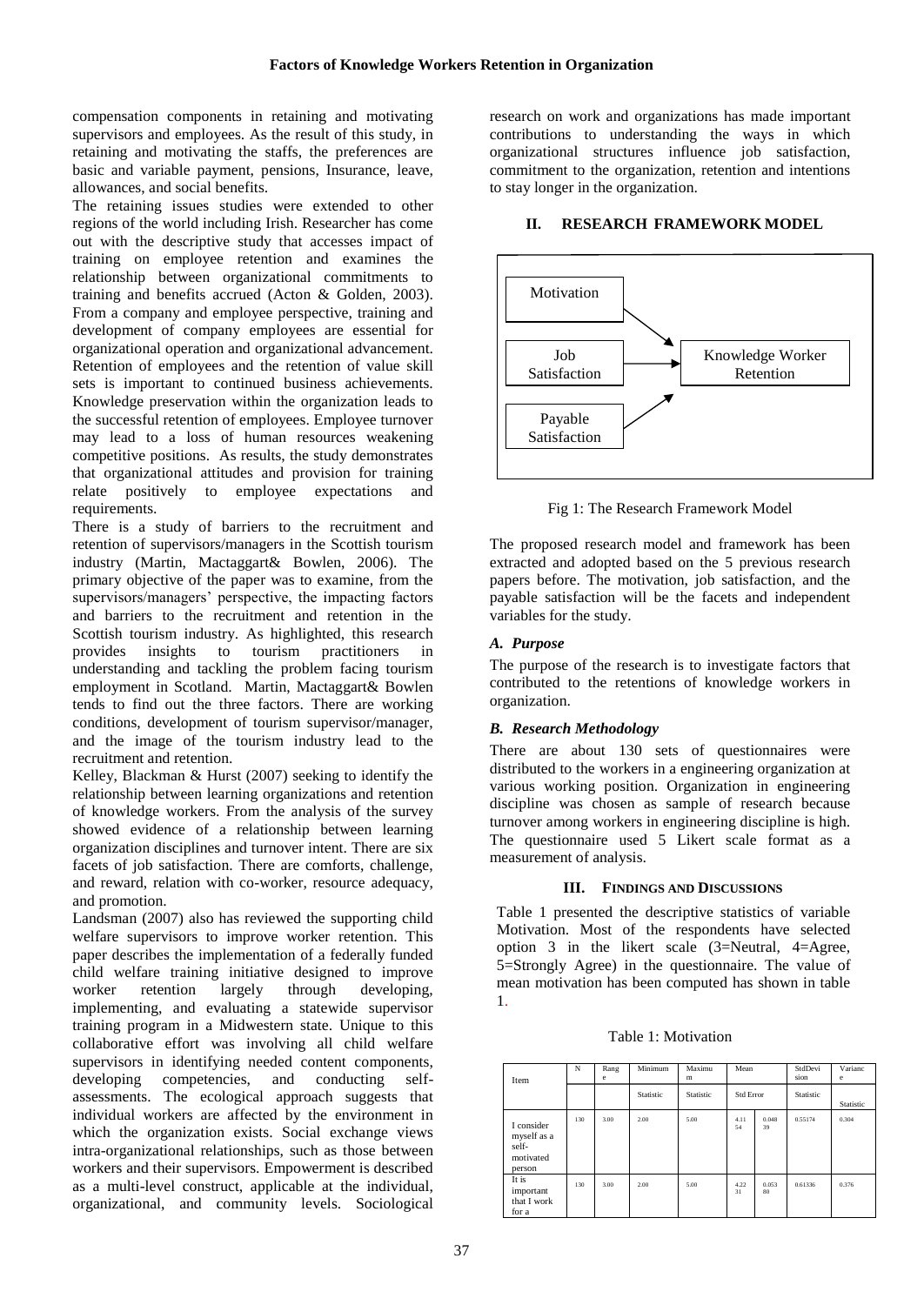compensation components in retaining and motivating supervisors and employees. As the result of this study, in retaining and motivating the staffs, the preferences are basic and variable payment, pensions, Insurance, leave, allowances, and social benefits.

The retaining issues studies were extended to other regions of the world including Irish. Researcher has come out with the descriptive study that accesses impact of training on employee retention and examines the relationship between organizational commitments to training and benefits accrued (Acton & Golden, 2003). From a company and employee perspective, training and development of company employees are essential for organizational operation and organizational advancement. Retention of employees and the retention of value skill sets is important to continued business achievements. Knowledge preservation within the organization leads to the successful retention of employees. Employee turnover may lead to a loss of human resources weakening competitive positions. As results, the study demonstrates that organizational attitudes and provision for training relate positively to employee expectations and requirements.

There is a study of barriers to the recruitment and retention of supervisors/managers in the Scottish tourism industry (Martin, Mactaggart& Bowlen, 2006). The primary objective of the paper was to examine, from the supervisors/managers' perspective, the impacting factors and barriers to the recruitment and retention in the Scottish tourism industry. As highlighted, this research provides insights to tourism practitioners in understanding and tackling the problem facing tourism employment in Scotland. Martin, Mactaggart& Bowlen tends to find out the three factors. There are working conditions, development of tourism supervisor/manager, and the image of the tourism industry lead to the recruitment and retention.

Kelley, Blackman & Hurst (2007) seeking to identify the relationship between learning organizations and retention of knowledge workers. From the analysis of the survey showed evidence of a relationship between learning organization disciplines and turnover intent. There are six facets of job satisfaction. There are comforts, challenge, and reward, relation with co-worker, resource adequacy, and promotion.

Landsman (2007) also has reviewed the supporting child welfare supervisors to improve worker retention. This paper describes the implementation of a federally funded child welfare training initiative designed to improve worker retention largely through developing, implementing, and evaluating a statewide supervisor training program in a Midwestern state. Unique to this collaborative effort was involving all child welfare supervisors in identifying needed content components, developing competencies, and conducting self-assessments. The ecological approach suggests that individual workers are affected by the environment in which the organization exists. Social exchange views intra-organizational relationships, such as those between workers and their supervisors. Empowerment is described as a multi-level construct, applicable at the individual, organizational, and community levels. Sociological research on work and organizations has made important contributions to understanding the ways in which organizational structures influence job satisfaction, commitment to the organization, retention and intentions to stay longer in the organization.

## II. RESEARCH FRAMEWORK MODEL

Motivation → Knowledge Worker Retention
Job Satisfaction → Knowledge Worker Retention
Payable Satisfaction → Knowledge Worker Retention

Fig 1: The Research Framework Model

The proposed research model and framework has been extracted and adopted based on the 5 previous research papers before. The motivation, job satisfaction, and the payable satisfaction will be the facets and independent variables for the study.

### *A. Purpose*

The purpose of the research is to investigate factors that contributed to the retentions of knowledge workers in organization.

### *B. Research Methodology*

There are about 130 sets of questionnaires were distributed to the workers in a engineering organization at various working position. Organization in engineering discipline was chosen as sample of research because turnover among workers in engineering discipline is high. The questionnaire used 5 Likert scale format as a measurement of analysis.

## III. FINDINGS AND DISCUSSIONS

Table 1 presented the descriptive statistics of variable Motivation. Most of the respondents have selected option 3 in the likert scale (3=Neutral, 4=Agree, 5=Strongly Agree) in the questionnaire. The value of mean motivation has been computed has shown in table 1.

Table 1: Motivation

| Item | N | Range | Minimum | Maximum | Mean | | StdDevision | Variance |
|---|---|---|---|---|---|---|---|---|
| | | | Statistic | Statistic | Std Error | | Statistic | Statistic |
| I consider myself as a self-motivated person | 130 | 3.00 | 2.00 | 5.00 | 4.1154 | 0.04839 | 0.55174 | 0.304 |
| It is important that I work for a | 130 | 3.00 | 2.00 | 5.00 | 4.2231 | 0.05380 | 0.61336 | 0.376 |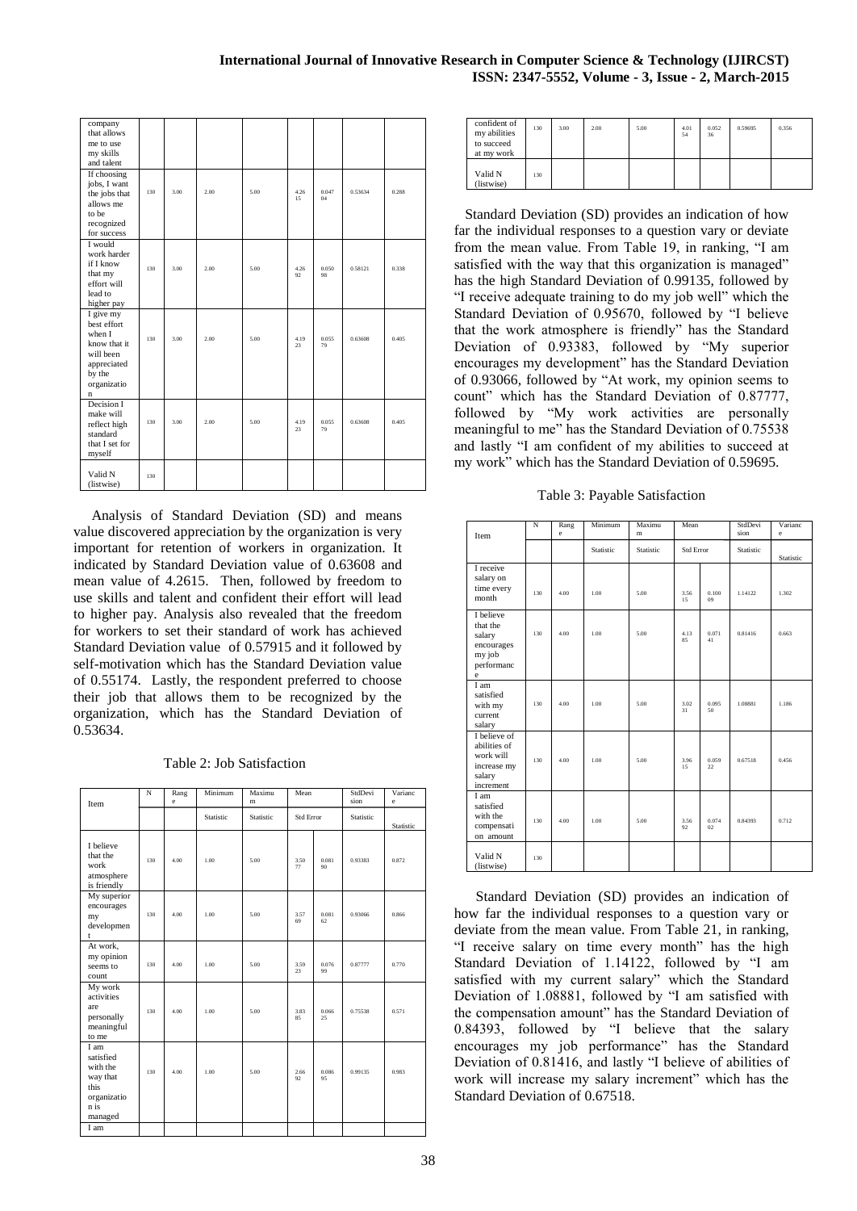| company that allows me to use my skills and talent | | | | | | | | |
|---|---|---|---|---|---|---|---|---|
| If choosing jobs, I want the jobs that allows me to be recognized for success | 130 | 3.00 | 2.00 | 5.00 | 4.2615 | 0.04704 | 0.53634 | 0.288 |
| I would work harder if I know that my effort will lead to higher pay | 130 | 3.00 | 2.00 | 5.00 | 4.2692 | 0.05098 | 0.58121 | 0.338 |
| I give my best effort when I know that it will been appreciated by the organization | 130 | 3.00 | 2.00 | 5.00 | 4.1923 | 0.05579 | 0.63608 | 0.405 |
| Decision I make will reflect high standard that I set for myself | 130 | 3.00 | 2.00 | 5.00 | 4.1923 | 0.05579 | 0.63608 | 0.405 |
| Valid N (listwise) | 130 | | | | | | | |

Analysis of Standard Deviation (SD) and means value discovered appreciation by the organization is very important for retention of workers in organization. It indicated by Standard Deviation value of 0.63608 and mean value of 4.2615. Then, followed by freedom to use skills and talent and confident their effort will lead to higher pay. Analysis also revealed that the freedom for workers to set their standard of work has achieved Standard Deviation value of 0.57915 and it followed by self-motivation which has the Standard Deviation value of 0.55174. Lastly, the respondent preferred to choose their job that allows them to be recognized by the organization, which has the Standard Deviation of 0.53634.

Table 2: Job Satisfaction

| Item | N | Range | Minimum | Maximum | Mean | | StdDevision | Variance |
|---|---|---|---|---|---|---|---|---|
| | | | Statistic | Statistic | Std Error | | Statistic | Statistic |
| I believe that the work atmosphere is friendly | 130 | 4.00 | 1.00 | 5.00 | 3.5077 | 0.08190 | 0.93383 | 0.872 |
| My superior encourages my development | 130 | 4.00 | 1.00 | 5.00 | 3.5769 | 0.08162 | 0.93066 | 0.866 |
| At work, my opinion seems to count | 130 | 4.00 | 1.00 | 5.00 | 3.5923 | 0.07699 | 0.87777 | 0.770 |
| My work activities are personally meaningful to me | 130 | 4.00 | 1.00 | 5.00 | 3.8385 | 0.06625 | 0.75538 | 0.571 |
| I am satisfied with the way that this organization is managed | 130 | 4.00 | 1.00 | 5.00 | 2.6692 | 0.08695 | 0.99135 | 0.983 |
| I am confident of my abilities to succeed at my work | 130 | 3.00 | 2.00 | 5.00 | 4.0154 | 0.05236 | 0.59695 | 0.356 |
| Valid N (listwise) | 130 | | | | | | | |

Standard Deviation (SD) provides an indication of how far the individual responses to a question vary or deviate from the mean value. From Table 19, in ranking, "I am satisfied with the way that this organization is managed" has the high Standard Deviation of 0.99135, followed by "I receive adequate training to do my job well" which the Standard Deviation of 0.95670, followed by "I believe that the work atmosphere is friendly" has the Standard Deviation of 0.93383, followed by "My superior encourages my development" has the Standard Deviation of 0.93066, followed by "At work, my opinion seems to count" which has the Standard Deviation of 0.87777, followed by "My work activities are personally meaningful to me" has the Standard Deviation of 0.75538 and lastly "I am confident of my abilities to succeed at my work" which has the Standard Deviation of 0.59695.

Table 3: Payable Satisfaction

| Item | N | Range | Minimum | Maximum | Mean | | StdDevision | Variance |
|---|---|---|---|---|---|---|---|---|
| | | | Statistic | Statistic | Std Error | | Statistic | Statistic |
| I receive salary on time every month | 130 | 4.00 | 1.00 | 5.00 | 3.5615 | 0.10009 | 1.14122 | 1.302 |
| I believe that the salary encourages my job performance | 130 | 4.00 | 1.00 | 5.00 | 4.1385 | 0.07141 | 0.81416 | 0.663 |
| I am satisfied with my current salary | 130 | 4.00 | 1.00 | 5.00 | 3.0231 | 0.09550 | 1.08881 | 1.186 |
| I believe of abilities of work will increase my salary increment | 130 | 4.00 | 1.00 | 5.00 | 3.9615 | 0.05922 | 0.67518 | 0.456 |
| I am satisfied with the compensation amount | 130 | 4.00 | 1.00 | 5.00 | 3.5692 | 0.07402 | 0.84393 | 0.712 |
| Valid N (listwise) | 130 | | | | | | | |

Standard Deviation (SD) provides an indication of how far the individual responses to a question vary or deviate from the mean value. From Table 21, in ranking, "I receive salary on time every month" has the high Standard Deviation of 1.14122, followed by "I am satisfied with my current salary" which the Standard Deviation of 1.08881, followed by "I am satisfied with the compensation amount" has the Standard Deviation of 0.84393, followed by "I believe that the salary encourages my job performance" has the Standard Deviation of 0.81416, and lastly "I believe of abilities of work will increase my salary increment" which has the Standard Deviation of 0.67518.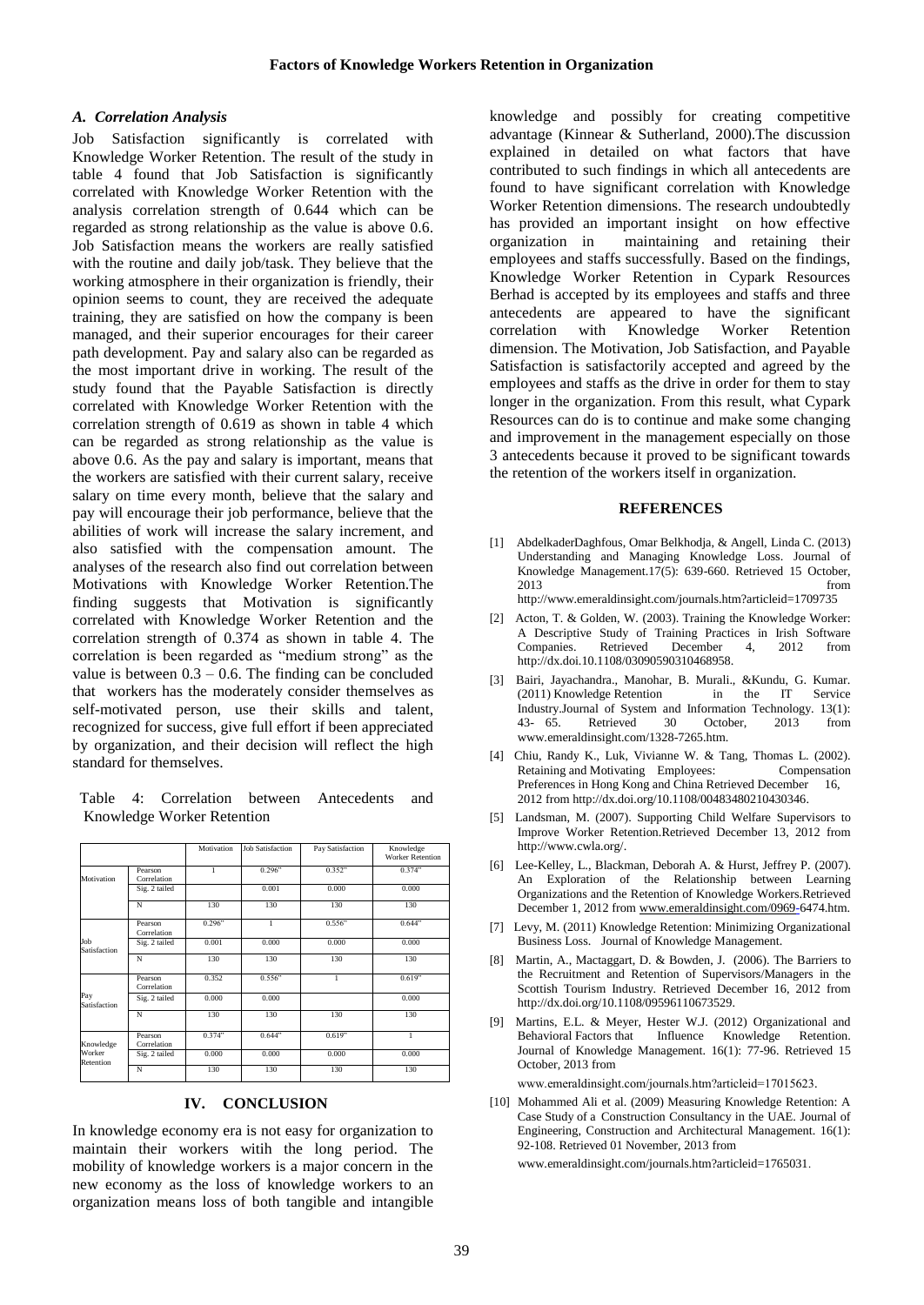### A. Correlation Analysis

Job Satisfaction significantly is correlated with Knowledge Worker Retention. The result of the study in table 4 found that Job Satisfaction is significantly correlated with Knowledge Worker Retention with the analysis correlation strength of 0.644 which can be regarded as strong relationship as the value is above 0.6. Job Satisfaction means the workers are really satisfied with the routine and daily job/task. They believe that the working atmosphere in their organization is friendly, their opinion seems to count, they are received the adequate training, they are satisfied on how the company is been managed, and their superior encourages for their career path development. Pay and salary also can be regarded as the most important drive in working. The result of the study found that the Payable Satisfaction is directly correlated with Knowledge Worker Retention with the correlation strength of 0.619 as shown in table 4 which can be regarded as strong relationship as the value is above 0.6. As the pay and salary is important, means that the workers are satisfied with their current salary, receive salary on time every month, believe that the salary and pay will encourage their job performance, believe that the abilities of work will increase the salary increment, and also satisfied with the compensation amount. The analyses of the research also find out correlation between Motivations with Knowledge Worker Retention.The finding suggests that Motivation is significantly correlated with Knowledge Worker Retention and the correlation strength of 0.374 as shown in table 4. The correlation is been regarded as "medium strong" as the value is between 0.3 – 0.6. The finding can be concluded that workers has the moderately consider themselves as self-motivated person, use their skills and talent, recognized for success, give full effort if been appreciated by organization, and their decision will reflect the high standard for themselves.

Table 4: Correlation between Antecedents and Knowledge Worker Retention

| | | Motivation | Job Satisfaction | Pay Satisfaction | Knowledge Worker Retention |
|---|---|---|---|---|---|
| Motivation | Pearson Correlation | 1 | 0.296** | 0.352** | 0.374** |
| | Sig. 2 tailed | | 0.001 | 0.000 | 0.000 |
| | N | 130 | 130 | 130 | 130 |
| Job Satisfaction | Pearson Correlation | 0.296** | 1 | 0.556** | 0.644** |
| | Sig. 2 tailed | 0.001 | 0.000 | 0.000 | 0.000 |
| | N | 130 | 130 | 130 | 130 |
| Pay Satisfaction | Pearson Correlation | 0.352 | 0.556** | 1 | 0.619** |
| | Sig. 2 tailed | 0.000 | 0.000 | | 0.000 |
| | N | 130 | 130 | 130 | 130 |
| Knowledge Worker Retention | Pearson Correlation | 0.374** | 0.644** | 0.619** | 1 |
| | Sig. 2 tailed | 0.000 | 0.000 | 0.000 | 0.000 |
| | N | 130 | 130 | 130 | 130 |

## IV. CONCLUSION

In knowledge economy era is not easy for organization to maintain their workers witih the long period. The mobility of knowledge workers is a major concern in the new economy as the loss of knowledge workers to an organization means loss of both tangible and intangible knowledge and possibly for creating competitive advantage (Kinnear & Sutherland, 2000).The discussion explained in detailed on what factors that have contributed to such findings in which all antecedents are found to have significant correlation with Knowledge Worker Retention dimensions. The research undoubtedly has provided an important insight on how effective organization in maintaining and retaining their employees and staffs successfully. Based on the findings, Knowledge Worker Retention in Cypark Resources Berhad is accepted by its employees and staffs and three antecedents are appeared to have the significant correlation with Knowledge Worker Retention dimension. The Motivation, Job Satisfaction, and Payable Satisfaction is satisfactorily accepted and agreed by the employees and staffs as the drive in order for them to stay longer in the organization. From this result, what Cypark Resources can do is to continue and make some changing and improvement in the management especially on those 3 antecedents because it proved to be significant towards the retention of the workers itself in organization.

## REFERENCES

[1] AbdelkaderDaghfous, Omar Belkhodja, & Angell, Linda C. (2013) Understanding and Managing Knowledge Loss. Journal of Knowledge Management.17(5): 639-660. Retrieved 15 October, 2013 from http://www.emeraldinsight.com/journals.htm?articleid=1709735

[2] Acton, T. & Golden, W. (2003). Training the Knowledge Worker: A Descriptive Study of Training Practices in Irish Software Companies. Retrieved December 4, 2012 from http://dx.doi.10.1108/03090590310468958.

[3] Bairi, Jayachandra., Manohar, B. Murali., &Kundu, G. Kumar. (2011) Knowledge Retention in the IT Service Industry.Journal of System and Information Technology. 13(1): 43- 65. Retrieved 30 October, 2013 from www.emeraldinsight.com/1328-7265.htm.

[4] Chiu, Randy K., Luk, Vivianne W. & Tang, Thomas L. (2002). Retaining and Motivating Employees: Compensation Preferences in Hong Kong and China Retrieved December 16, 2012 from http://dx.doi.org/10.1108/00483480210430346.

[5] Landsman, M. (2007). Supporting Child Welfare Supervisors to Improve Worker Retention.Retrieved December 13, 2012 from http://www.cwla.org/.

[6] Lee-Kelley, L., Blackman, Deborah A. & Hurst, Jeffrey P. (2007). An Exploration of the Relationship between Learning Organizations and the Retention of Knowledge Workers.Retrieved December 1, 2012 from www.emeraldinsight.com/0969-6474.htm.

[7] Levy, M. (2011) Knowledge Retention: Minimizing Organizational Business Loss. Journal of Knowledge Management.

[8] Martin, A., Mactaggart, D. & Bowden, J. (2006). The Barriers to the Recruitment and Retention of Supervisors/Managers in the Scottish Tourism Industry. Retrieved December 16, 2012 from http://dx.doi.org/10.1108/09596110673529.

[9] Martins, E.L. & Meyer, Hester W.J. (2012) Organizational and Behavioral Factors that Influence Knowledge Retention. Journal of Knowledge Management. 16(1): 77-96. Retrieved 15 October, 2013 from www.emeraldinsight.com/journals.htm?articleid=17015623.

[10] Mohammed Ali et al. (2009) Measuring Knowledge Retention: A Case Study of a Construction Consultancy in the UAE. Journal of Engineering, Construction and Architectural Management. 16(1): 92-108. Retrieved 01 November, 2013 from www.emeraldinsight.com/journals.htm?articleid=1765031.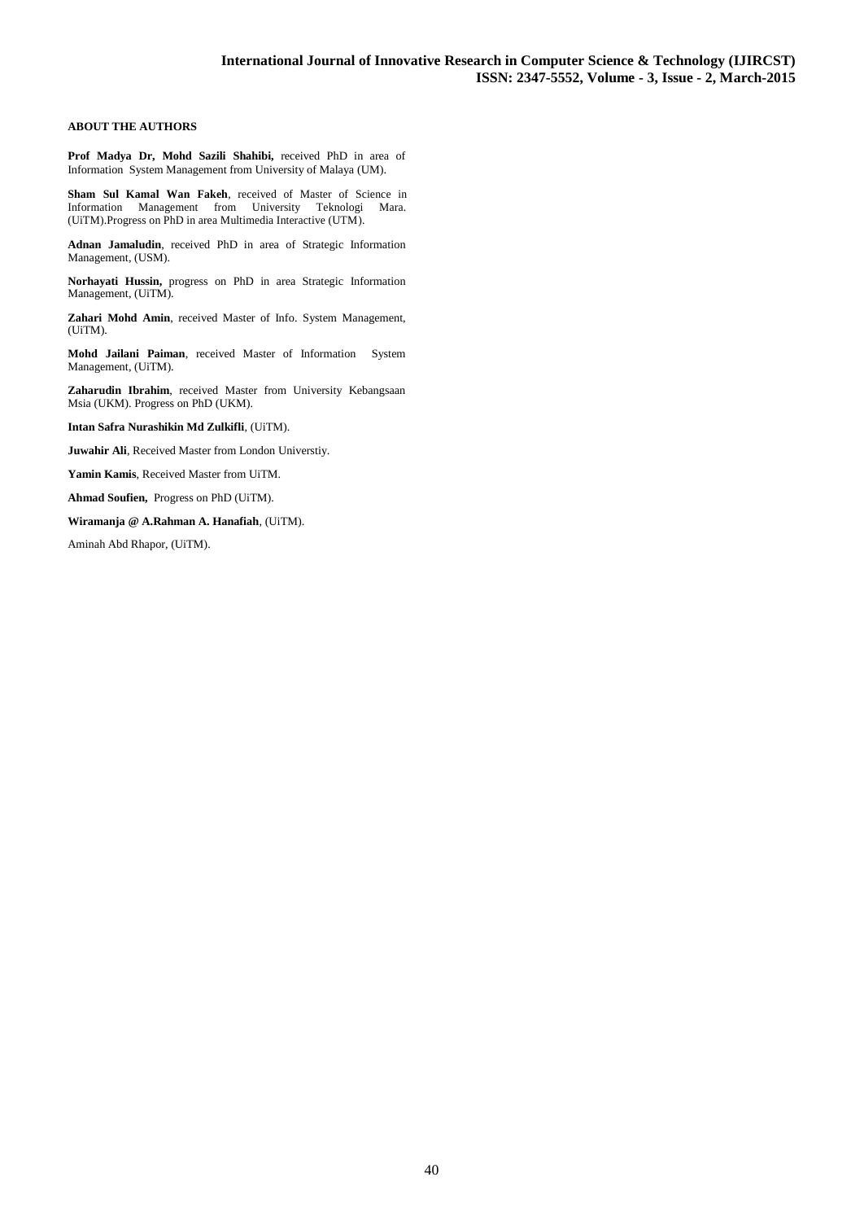### ABOUT THE AUTHORS

**Prof Madya Dr, Mohd Sazili Shahibi,** received PhD in area of Information System Management from University of Malaya (UM).

**Sham Sul Kamal Wan Fakeh**, received of Master of Science in Information Management from University Teknologi Mara. (UiTM).Progress on PhD in area Multimedia Interactive (UTM).

**Adnan Jamaludin**, received PhD in area of Strategic Information Management, (USM).

**Norhayati Hussin,** progress on PhD in area Strategic Information Management, (UiTM).

**Zahari Mohd Amin**, received Master of Info. System Management, (UiTM).

**Mohd Jailani Paiman**, received Master of Information System Management, (UiTM).

**Zaharudin Ibrahim**, received Master from University Kebangsaan Msia (UKM). Progress on PhD (UKM).

**Intan Safra Nurashikin Md Zulkifli**, (UiTM).

**Juwahir Ali**, Received Master from London Universtiy.

**Yamin Kamis**, Received Master from UiTM.

**Ahmad Soufien,** Progress on PhD (UiTM).

**Wiramanja @ A.Rahman A. Hanafiah**, (UiTM).

Aminah Abd Rhapor, (UiTM).